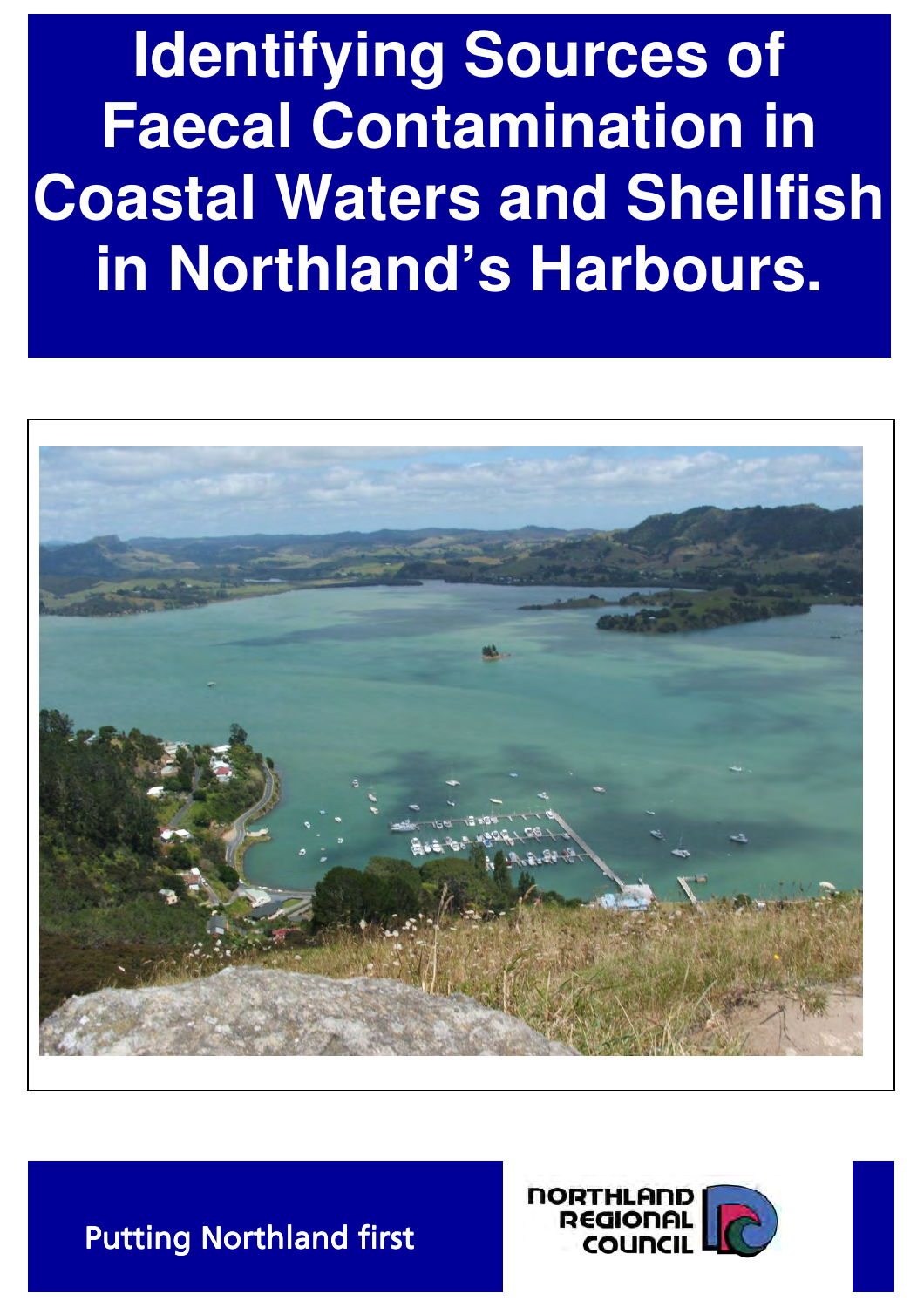# Identifying Sources of Faecal Contamination in Coastal Waters and Shellfish in Northland's Harbours.

Putting Northland first

NORTHLAND REGIONAL COUNCIL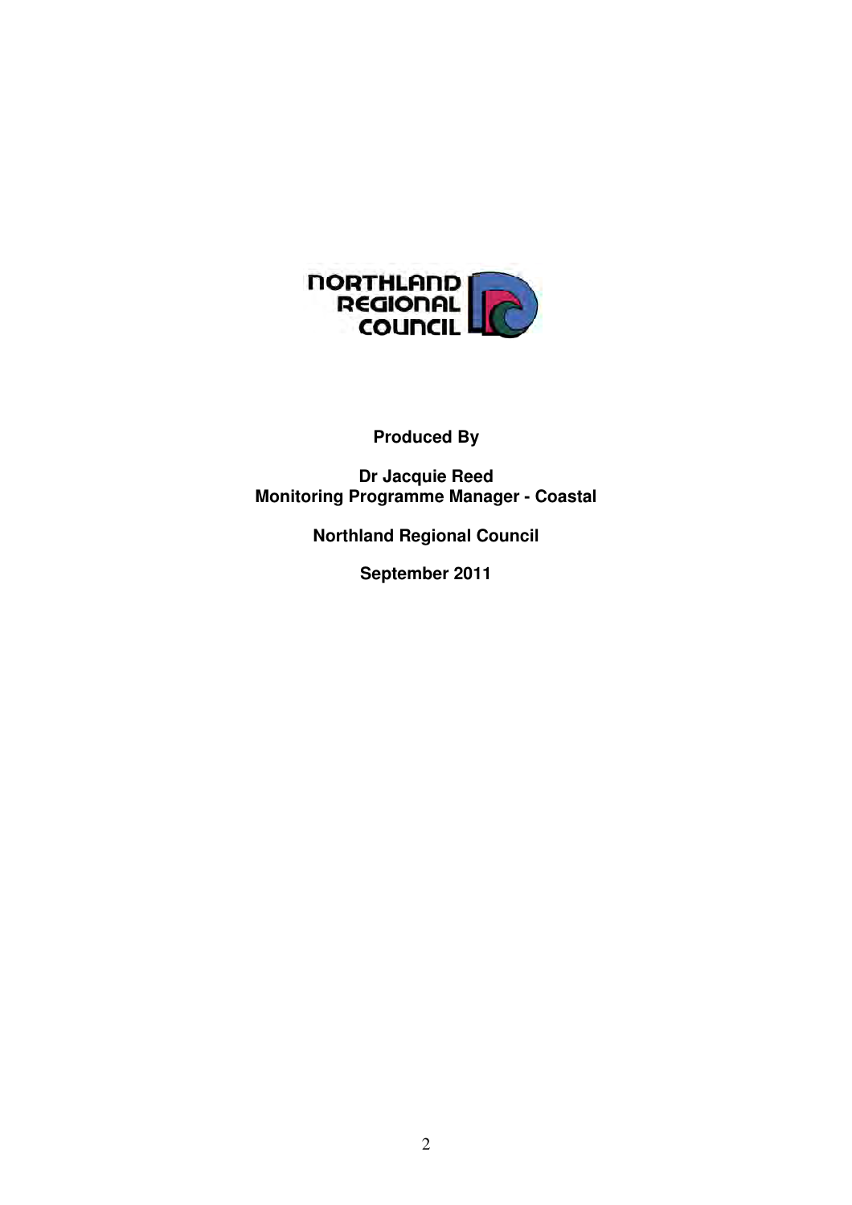**Produced By**

**Dr Jacquie Reed**
**Monitoring Programme Manager - Coastal**

**Northland Regional Council**

**September 2011**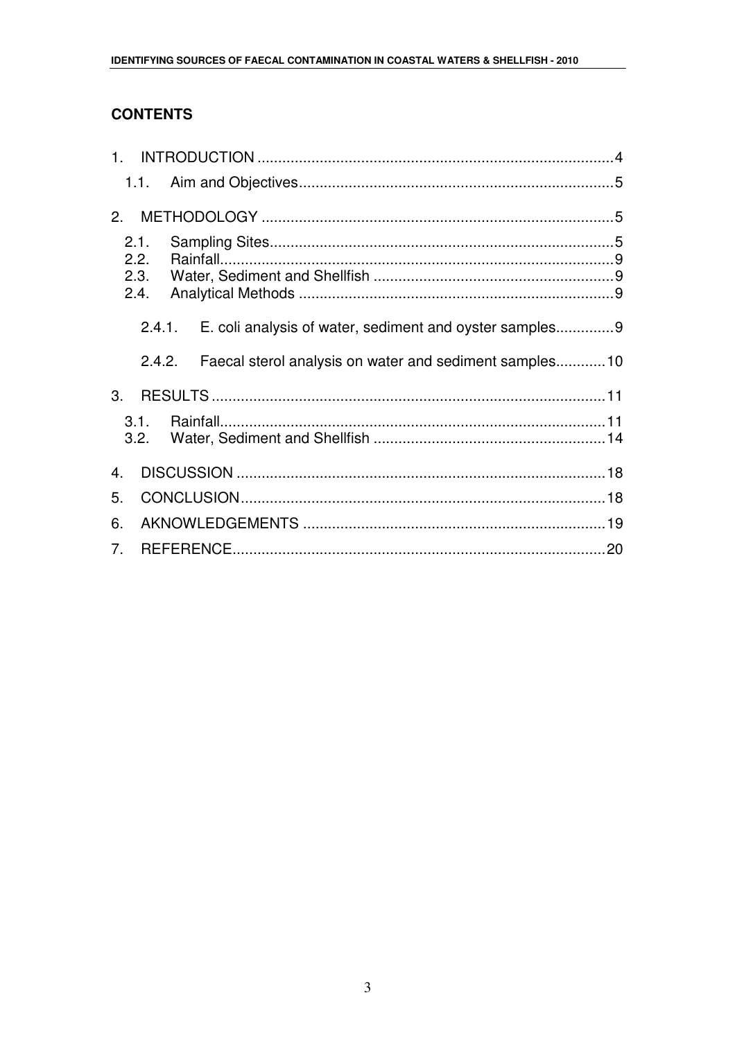## CONTENTS

1. INTRODUCTION ..................................................................................4
   - 1.1. Aim and Objectives..........................................................................5
2. METHODOLOGY ..................................................................................5
   - 2.1. Sampling Sites..................................................................................5
   - 2.2. Rainfall..............................................................................................9
   - 2.3. Water, Sediment and Shellfish ..........................................................9
   - 2.4. Analytical Methods ...........................................................................9
     - 2.4.1. E. coli analysis of water, sediment and oyster samples.............9
     - 2.4.2. Faecal sterol analysis on water and sediment samples............10
3. RESULTS ..............................................................................................11
   - 3.1. Rainfall.............................................................................................11
   - 3.2. Water, Sediment and Shellfish .........................................................14
4. DISCUSSION ........................................................................................18
5. CONCLUSION.......................................................................................18
6. AKNOWLEDGEMENTS .........................................................................19
7. REFERENCE.........................................................................................20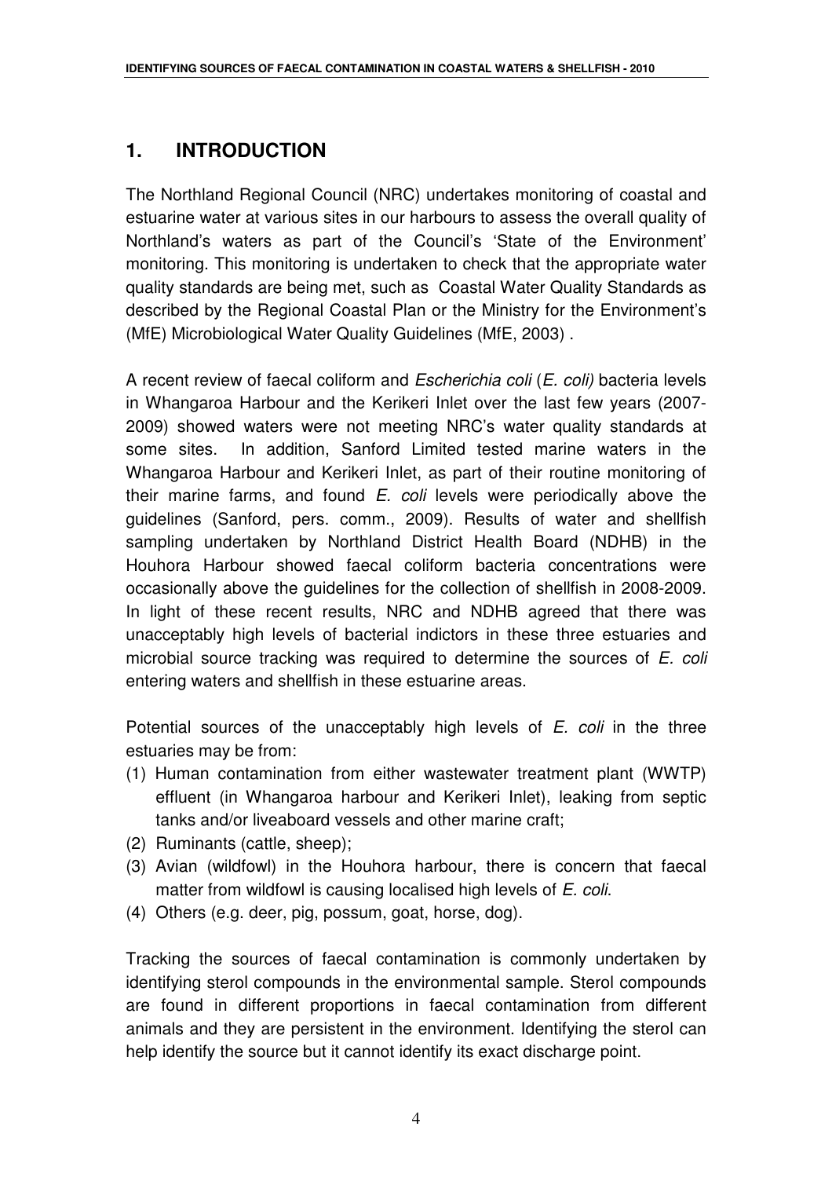# 1. INTRODUCTION

The Northland Regional Council (NRC) undertakes monitoring of coastal and estuarine water at various sites in our harbours to assess the overall quality of Northland's waters as part of the Council's 'State of the Environment' monitoring. This monitoring is undertaken to check that the appropriate water quality standards are being met, such as Coastal Water Quality Standards as described by the Regional Coastal Plan or the Ministry for the Environment's (MfE) Microbiological Water Quality Guidelines (MfE, 2003) .

A recent review of faecal coliform and *Escherichia coli* (*E. coli)* bacteria levels in Whangaroa Harbour and the Kerikeri Inlet over the last few years (2007-2009) showed waters were not meeting NRC's water quality standards at some sites. In addition, Sanford Limited tested marine waters in the Whangaroa Harbour and Kerikeri Inlet, as part of their routine monitoring of their marine farms, and found *E. coli* levels were periodically above the guidelines (Sanford, pers. comm., 2009). Results of water and shellfish sampling undertaken by Northland District Health Board (NDHB) in the Houhora Harbour showed faecal coliform bacteria concentrations were occasionally above the guidelines for the collection of shellfish in 2008-2009. In light of these recent results, NRC and NDHB agreed that there was unacceptably high levels of bacterial indictors in these three estuaries and microbial source tracking was required to determine the sources of *E. coli* entering waters and shellfish in these estuarine areas.

Potential sources of the unacceptably high levels of *E. coli* in the three estuaries may be from:

(1) Human contamination from either wastewater treatment plant (WWTP) effluent (in Whangaroa harbour and Kerikeri Inlet), leaking from septic tanks and/or liveaboard vessels and other marine craft;
(2) Ruminants (cattle, sheep);
(3) Avian (wildfowl) in the Houhora harbour, there is concern that faecal matter from wildfowl is causing localised high levels of *E. coli*.
(4) Others (e.g. deer, pig, possum, goat, horse, dog).

Tracking the sources of faecal contamination is commonly undertaken by identifying sterol compounds in the environmental sample. Sterol compounds are found in different proportions in faecal contamination from different animals and they are persistent in the environment. Identifying the sterol can help identify the source but it cannot identify its exact discharge point.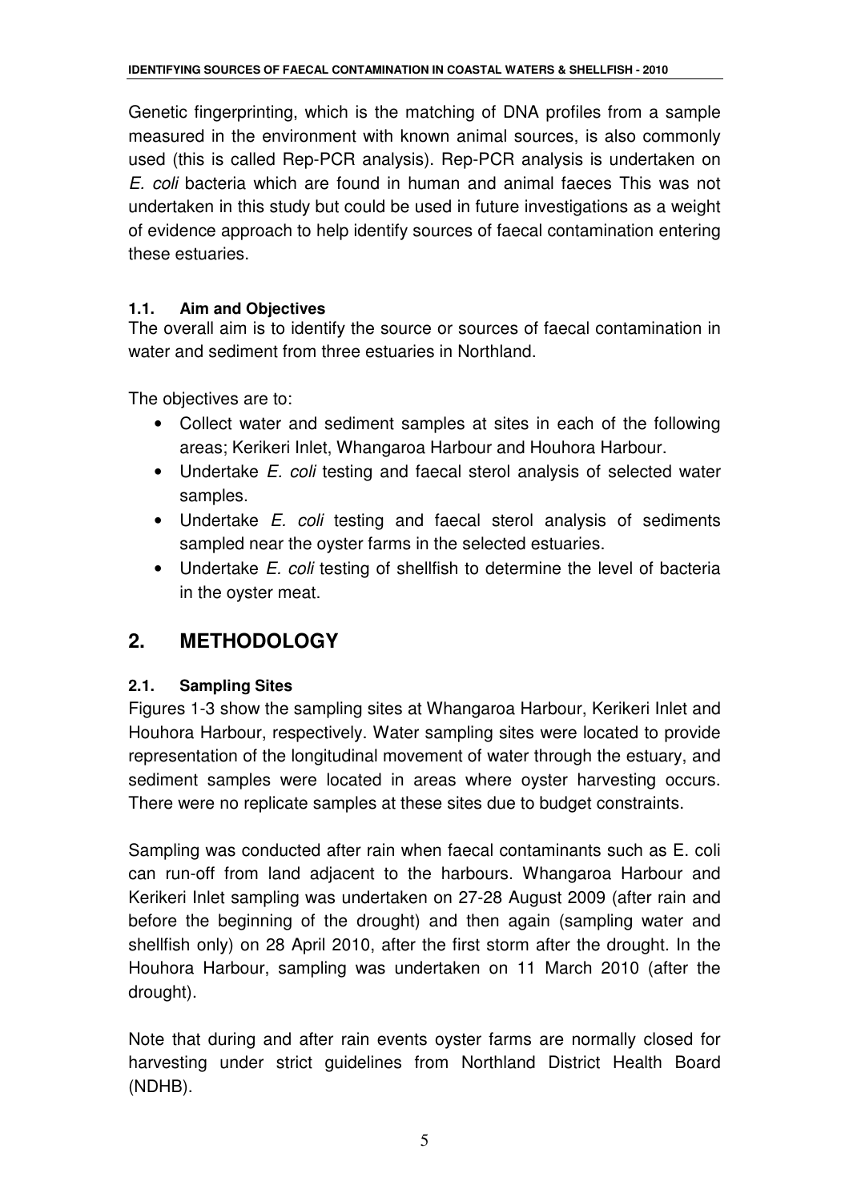Genetic fingerprinting, which is the matching of DNA profiles from a sample measured in the environment with known animal sources, is also commonly used (this is called Rep-PCR analysis). Rep-PCR analysis is undertaken on *E. coli* bacteria which are found in human and animal faeces This was not undertaken in this study but could be used in future investigations as a weight of evidence approach to help identify sources of faecal contamination entering these estuaries.

### 1.1. Aim and Objectives

The overall aim is to identify the source or sources of faecal contamination in water and sediment from three estuaries in Northland.

The objectives are to:

- Collect water and sediment samples at sites in each of the following areas; Kerikeri Inlet, Whangaroa Harbour and Houhora Harbour.
- Undertake *E. coli* testing and faecal sterol analysis of selected water samples.
- Undertake *E. coli* testing and faecal sterol analysis of sediments sampled near the oyster farms in the selected estuaries.
- Undertake *E. coli* testing of shellfish to determine the level of bacteria in the oyster meat.

## 2. METHODOLOGY

### 2.1. Sampling Sites

Figures 1-3 show the sampling sites at Whangaroa Harbour, Kerikeri Inlet and Houhora Harbour, respectively. Water sampling sites were located to provide representation of the longitudinal movement of water through the estuary, and sediment samples were located in areas where oyster harvesting occurs. There were no replicate samples at these sites due to budget constraints.

Sampling was conducted after rain when faecal contaminants such as E. coli can run-off from land adjacent to the harbours. Whangaroa Harbour and Kerikeri Inlet sampling was undertaken on 27-28 August 2009 (after rain and before the beginning of the drought) and then again (sampling water and shellfish only) on 28 April 2010, after the first storm after the drought. In the Houhora Harbour, sampling was undertaken on 11 March 2010 (after the drought).

Note that during and after rain events oyster farms are normally closed for harvesting under strict guidelines from Northland District Health Board (NDHB).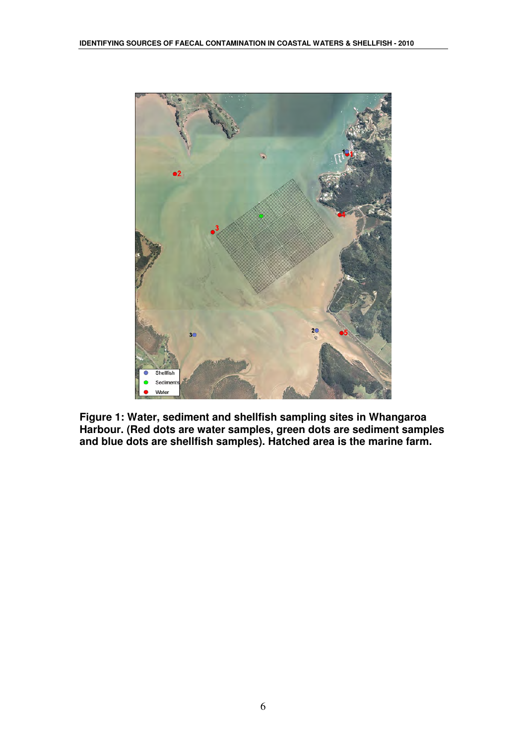**Figure 1: Water, sediment and shellfish sampling sites in Whangaroa Harbour. (Red dots are water samples, green dots are sediment samples and blue dots are shellfish samples). Hatched area is the marine farm.**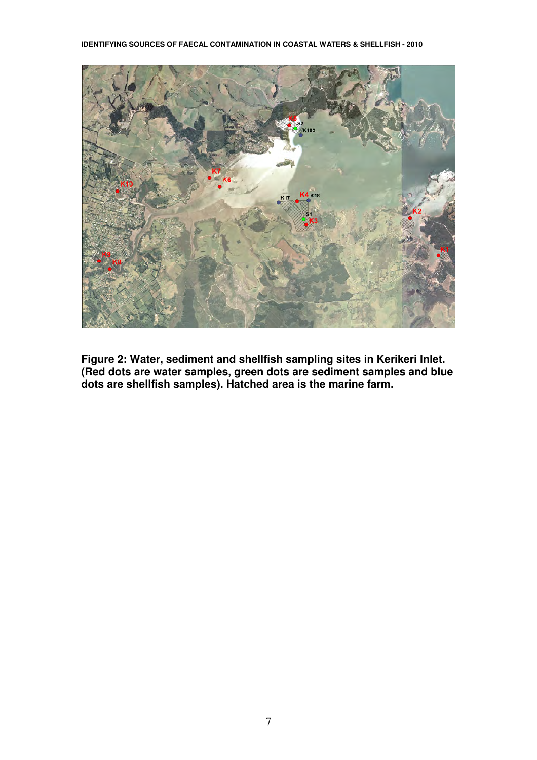**Figure 2: Water, sediment and shellfish sampling sites in Kerikeri Inlet. (Red dots are water samples, green dots are sediment samples and blue dots are shellfish samples). Hatched area is the marine farm.**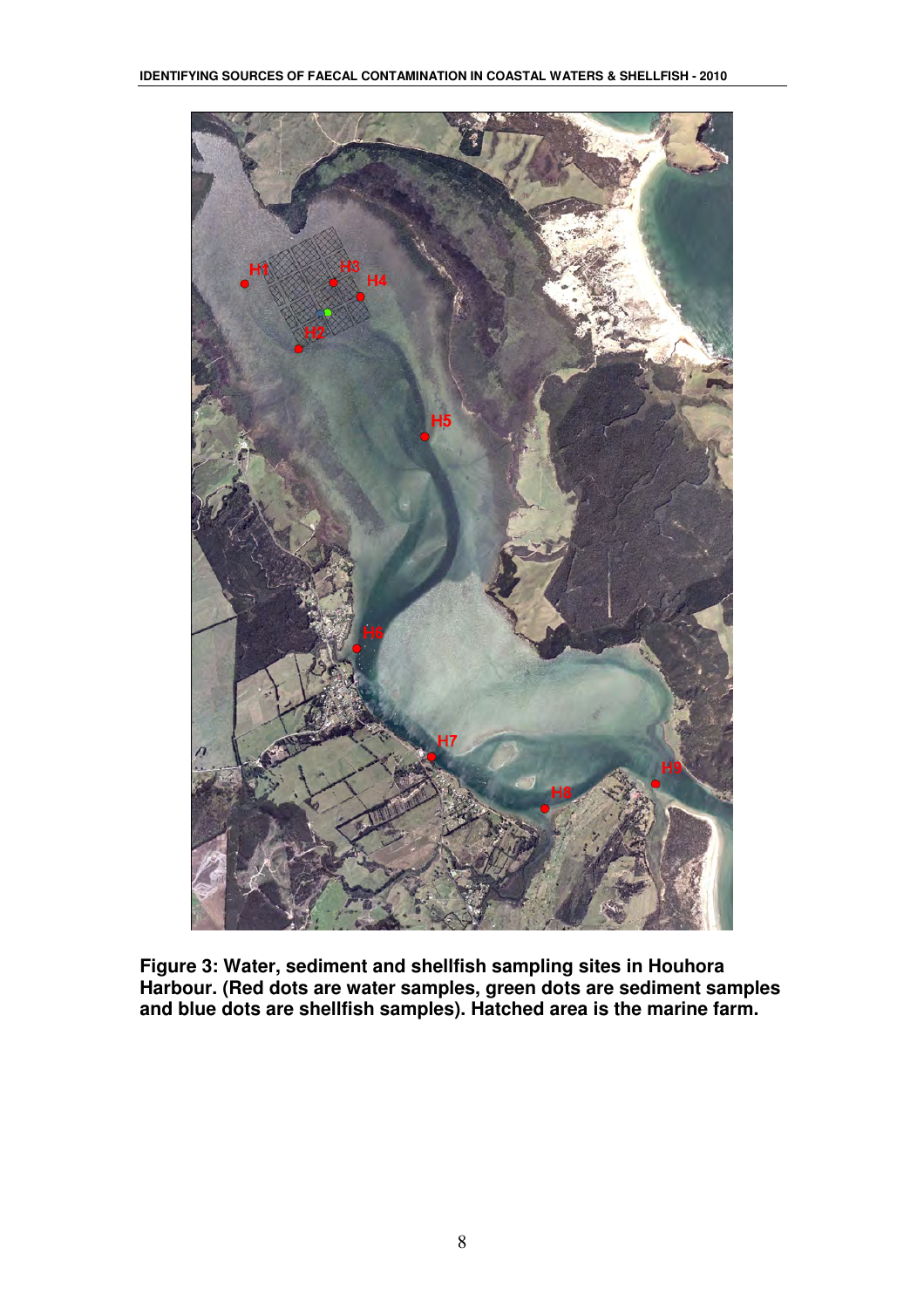**Figure 3: Water, sediment and shellfish sampling sites in Houhora Harbour. (Red dots are water samples, green dots are sediment samples and blue dots are shellfish samples). Hatched area is the marine farm.**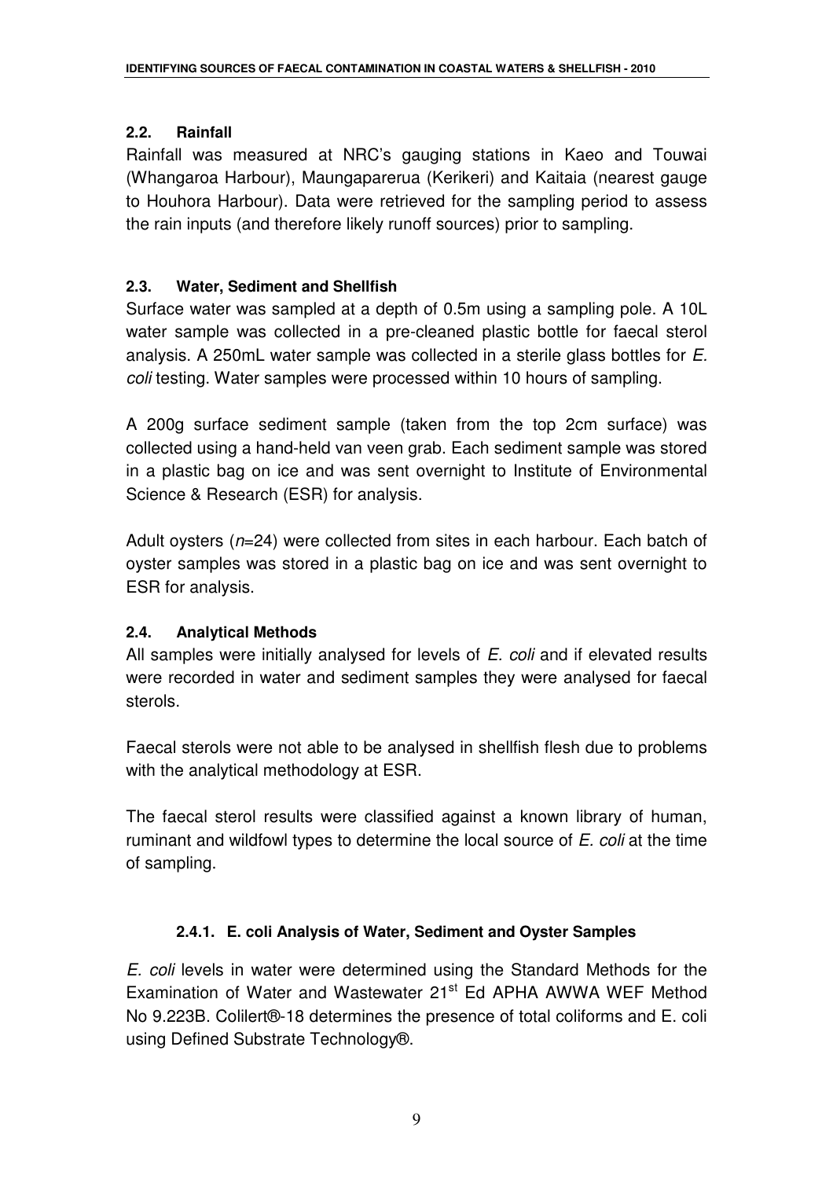## 2.2. Rainfall

Rainfall was measured at NRC's gauging stations in Kaeo and Touwai (Whangaroa Harbour), Maungaparerua (Kerikeri) and Kaitaia (nearest gauge to Houhora Harbour). Data were retrieved for the sampling period to assess the rain inputs (and therefore likely runoff sources) prior to sampling.

## 2.3. Water, Sediment and Shellfish

Surface water was sampled at a depth of 0.5m using a sampling pole. A 10L water sample was collected in a pre-cleaned plastic bottle for faecal sterol analysis. A 250mL water sample was collected in a sterile glass bottles for *E. coli* testing. Water samples were processed within 10 hours of sampling.

A 200g surface sediment sample (taken from the top 2cm surface) was collected using a hand-held van veen grab. Each sediment sample was stored in a plastic bag on ice and was sent overnight to Institute of Environmental Science & Research (ESR) for analysis.

Adult oysters ($n$=24) were collected from sites in each harbour. Each batch of oyster samples was stored in a plastic bag on ice and was sent overnight to ESR for analysis.

## 2.4. Analytical Methods

All samples were initially analysed for levels of *E. coli* and if elevated results were recorded in water and sediment samples they were analysed for faecal sterols.

Faecal sterols were not able to be analysed in shellfish flesh due to problems with the analytical methodology at ESR.

The faecal sterol results were classified against a known library of human, ruminant and wildfowl types to determine the local source of *E. coli* at the time of sampling.

### 2.4.1. E. coli Analysis of Water, Sediment and Oyster Samples

*E. coli* levels in water were determined using the Standard Methods for the Examination of Water and Wastewater 21st Ed APHA AWWA WEF Method No 9.223B. Colilert®-18 determines the presence of total coliforms and E. coli using Defined Substrate Technology®.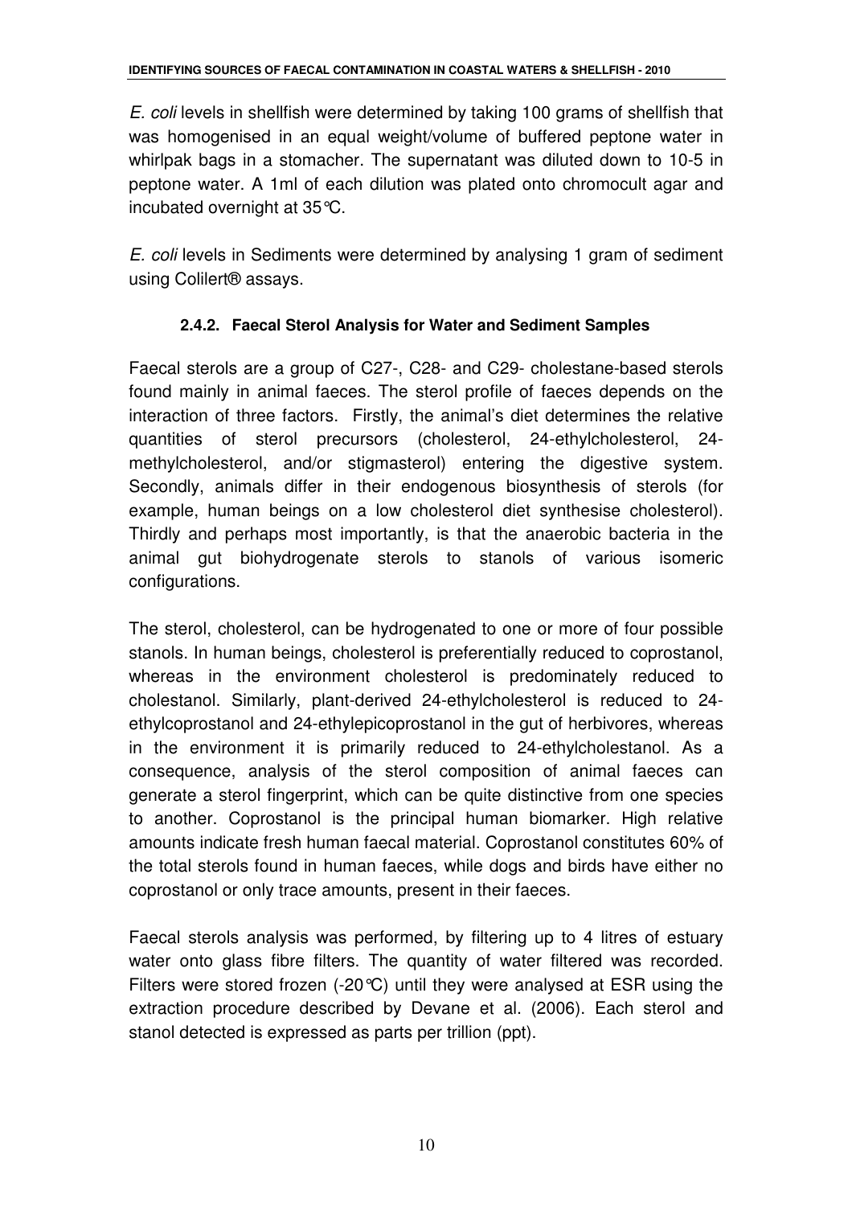*E. coli* levels in shellfish were determined by taking 100 grams of shellfish that was homogenised in an equal weight/volume of buffered peptone water in whirlpak bags in a stomacher. The supernatant was diluted down to 10-5 in peptone water. A 1ml of each dilution was plated onto chromocult agar and incubated overnight at 35°C.

*E. coli* levels in Sediments were determined by analysing 1 gram of sediment using Colilert® assays.

#### 2.4.2. Faecal Sterol Analysis for Water and Sediment Samples

Faecal sterols are a group of C27-, C28- and C29- cholestane-based sterols found mainly in animal faeces. The sterol profile of faeces depends on the interaction of three factors. Firstly, the animal's diet determines the relative quantities of sterol precursors (cholesterol, 24-ethylcholesterol, 24-methylcholesterol, and/or stigmasterol) entering the digestive system. Secondly, animals differ in their endogenous biosynthesis of sterols (for example, human beings on a low cholesterol diet synthesise cholesterol). Thirdly and perhaps most importantly, is that the anaerobic bacteria in the animal gut biohydrogenate sterols to stanols of various isomeric configurations.

The sterol, cholesterol, can be hydrogenated to one or more of four possible stanols. In human beings, cholesterol is preferentially reduced to coprostanol, whereas in the environment cholesterol is predominately reduced to cholestanol. Similarly, plant-derived 24-ethylcholesterol is reduced to 24-ethylcoprostanol and 24-ethylepicoprostanol in the gut of herbivores, whereas in the environment it is primarily reduced to 24-ethylcholestanol. As a consequence, analysis of the sterol composition of animal faeces can generate a sterol fingerprint, which can be quite distinctive from one species to another. Coprostanol is the principal human biomarker. High relative amounts indicate fresh human faecal material. Coprostanol constitutes 60% of the total sterols found in human faeces, while dogs and birds have either no coprostanol or only trace amounts, present in their faeces.

Faecal sterols analysis was performed, by filtering up to 4 litres of estuary water onto glass fibre filters. The quantity of water filtered was recorded. Filters were stored frozen (-20°C) until they were analysed at ESR using the extraction procedure described by Devane et al. (2006). Each sterol and stanol detected is expressed as parts per trillion (ppt).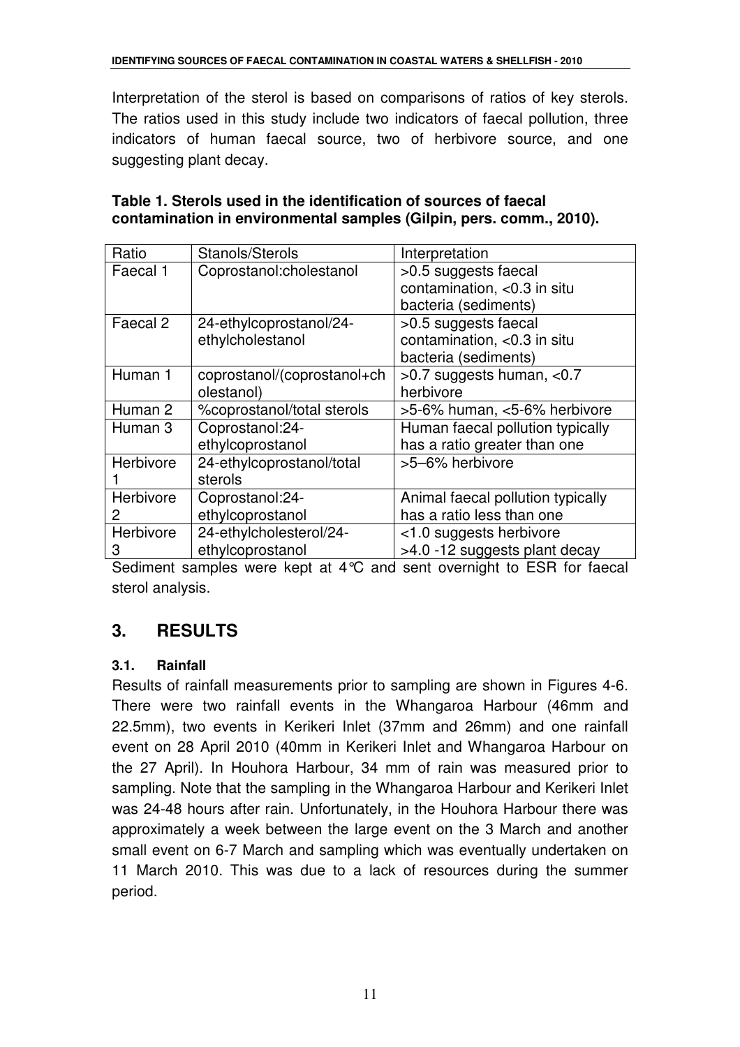Interpretation of the sterol is based on comparisons of ratios of key sterols. The ratios used in this study include two indicators of faecal pollution, three indicators of human faecal source, two of herbivore source, and one suggesting plant decay.

**Table 1. Sterols used in the identification of sources of faecal contamination in environmental samples (Gilpin, pers. comm., 2010).**

| Ratio | Stanols/Sterols | Interpretation |
| --- | --- | --- |
| Faecal 1 | Coprostanol:cholestanol | >0.5 suggests faecal contamination, <0.3 in situ bacteria (sediments) |
| Faecal 2 | 24-ethylcoprostanol/24-ethylcholestanol | >0.5 suggests faecal contamination, <0.3 in situ bacteria (sediments) |
| Human 1 | coprostanol/(coprostanol+cholestanol) | >0.7 suggests human, <0.7 herbivore |
| Human 2 | %coprostanol/total sterols | >5-6% human, <5-6% herbivore |
| Human 3 | Coprostanol:24-ethylcoprostanol | Human faecal pollution typically has a ratio greater than one |
| Herbivore 1 | 24-ethylcoprostanol/total sterols | >5–6% herbivore |
| Herbivore 2 | Coprostanol:24-ethylcoprostanol | Animal faecal pollution typically has a ratio less than one |
| Herbivore 3 | 24-ethylcholesterol/24-ethylcoprostanol | <1.0 suggests herbivore >4.0 -12 suggests plant decay |

Sediment samples were kept at 4°C and sent overnight to ESR for faecal sterol analysis.

# 3. RESULTS

### 3.1. Rainfall

Results of rainfall measurements prior to sampling are shown in Figures 4-6. There were two rainfall events in the Whangaroa Harbour (46mm and 22.5mm), two events in Kerikeri Inlet (37mm and 26mm) and one rainfall event on 28 April 2010 (40mm in Kerikeri Inlet and Whangaroa Harbour on the 27 April). In Houhora Harbour, 34 mm of rain was measured prior to sampling. Note that the sampling in the Whangaroa Harbour and Kerikeri Inlet was 24-48 hours after rain. Unfortunately, in the Houhora Harbour there was approximately a week between the large event on the 3 March and another small event on 6-7 March and sampling which was eventually undertaken on 11 March 2010. This was due to a lack of resources during the summer period.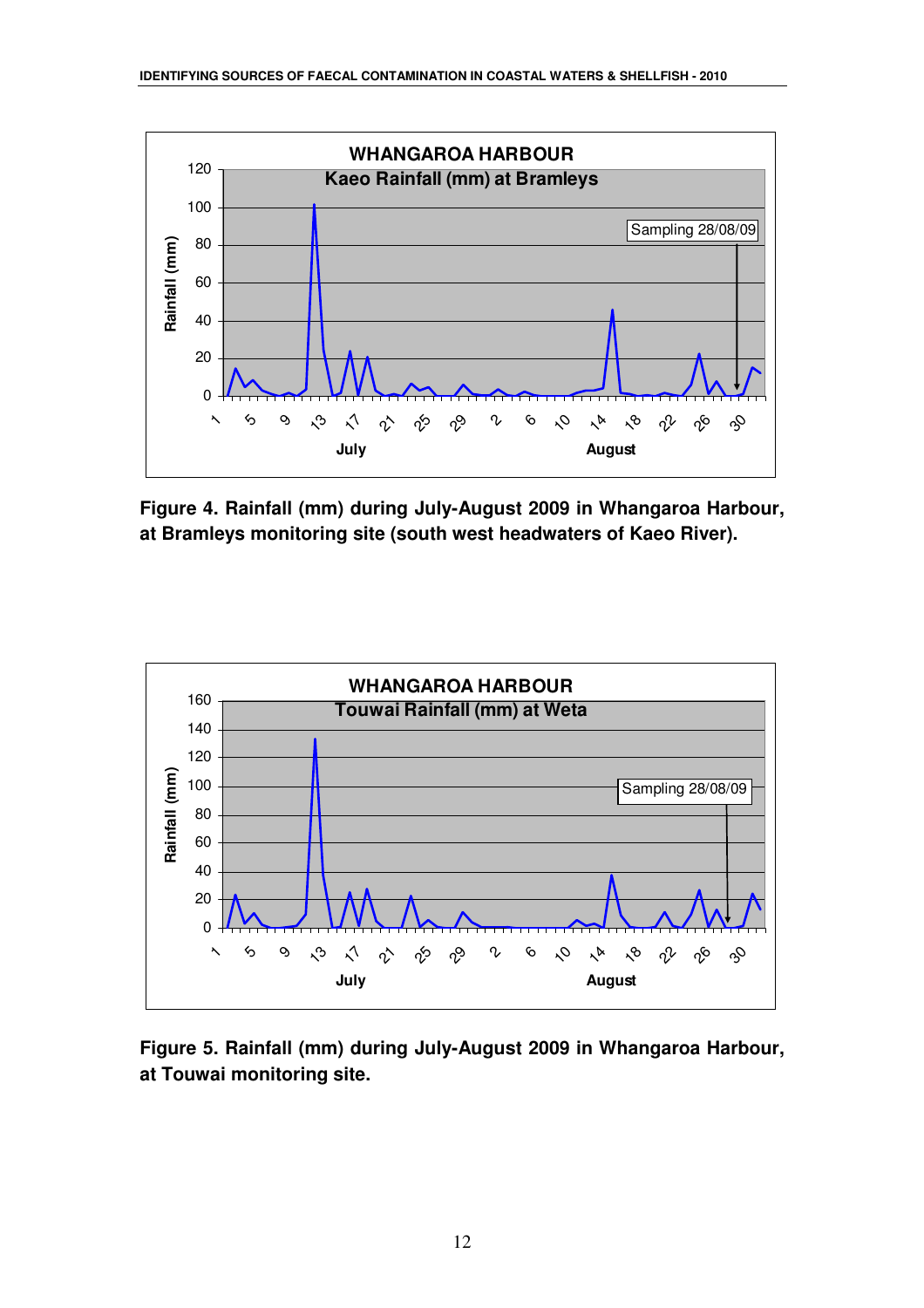Figure 4. Rainfall (mm) during July-August 2009 in Whangaroa Harbour, at Bramleys monitoring site (south west headwaters of Kaeo River).

Figure 5. Rainfall (mm) during July-August 2009 in Whangaroa Harbour, at Touwai monitoring site.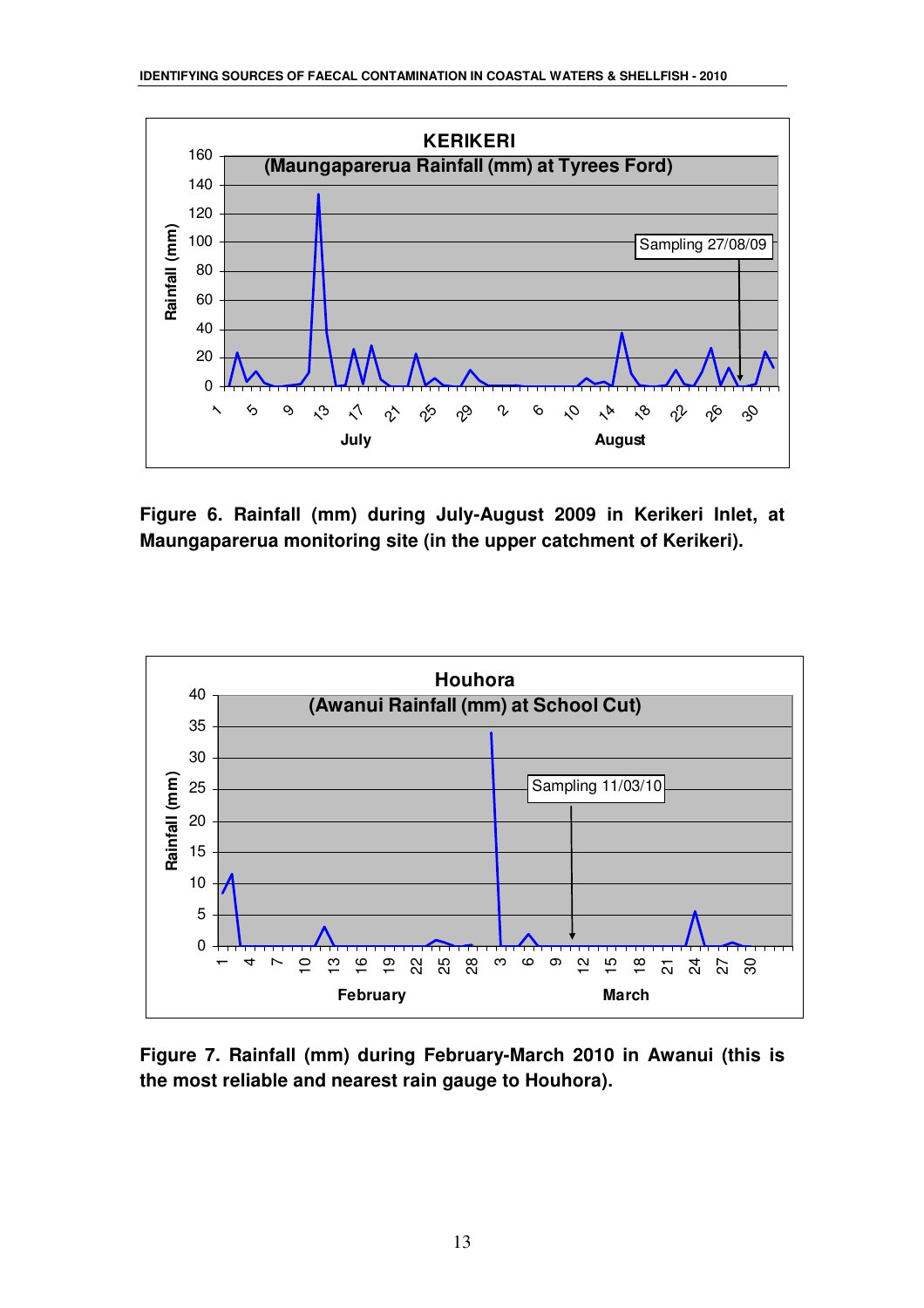**Figure 6. Rainfall (mm) during July-August 2009 in Kerikeri Inlet, at Maungaparerua monitoring site (in the upper catchment of Kerikeri).**

**Figure 7. Rainfall (mm) during February-March 2010 in Awanui (this is the most reliable and nearest rain gauge to Houhora).**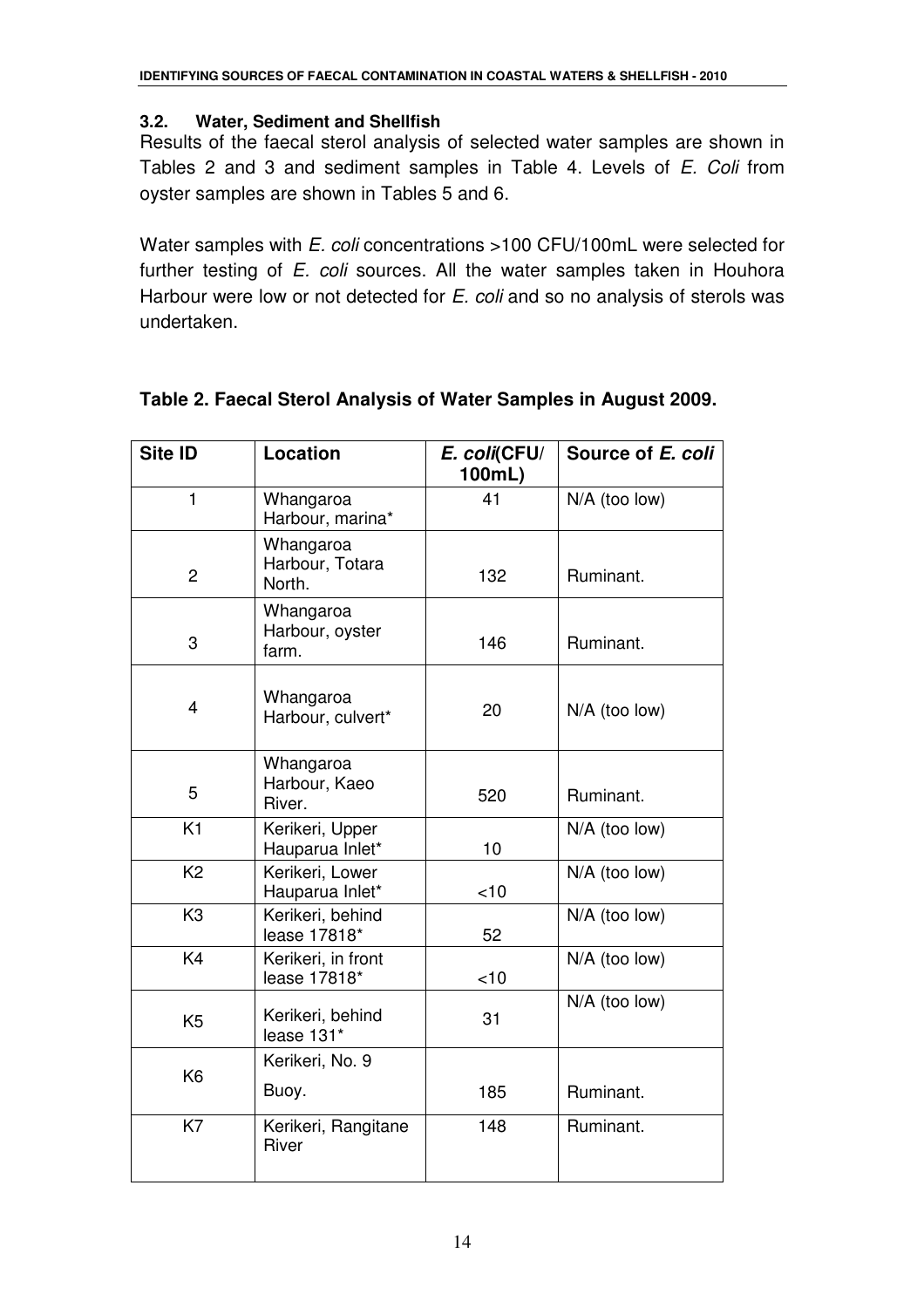### 3.2. Water, Sediment and Shellfish

Results of the faecal sterol analysis of selected water samples are shown in Tables 2 and 3 and sediment samples in Table 4. Levels of *E. Coli* from oyster samples are shown in Tables 5 and 6.

Water samples with *E. coli* concentrations >100 CFU/100mL were selected for further testing of *E. coli* sources. All the water samples taken in Houhora Harbour were low or not detected for *E. coli* and so no analysis of sterols was undertaken.

**Table 2. Faecal Sterol Analysis of Water Samples in August 2009.**

| Site ID | Location | *E. coli*(CFU/ 100mL) | Source of *E. coli* |
|---|---|---|---|
| 1 | Whangaroa Harbour, marina* | 41 | N/A (too low) |
| 2 | Whangaroa Harbour, Totara North. | 132 | Ruminant. |
| 3 | Whangaroa Harbour, oyster farm. | 146 | Ruminant. |
| 4 | Whangaroa Harbour, culvert* | 20 | N/A (too low) |
| 5 | Whangaroa Harbour, Kaeo River. | 520 | Ruminant. |
| K1 | Kerikeri, Upper Hauparua Inlet* | 10 | N/A (too low) |
| K2 | Kerikeri, Lower Hauparua Inlet* | <10 | N/A (too low) |
| K3 | Kerikeri, behind lease 17818* | 52 | N/A (too low) |
| K4 | Kerikeri, in front lease 17818* | <10 | N/A (too low) |
| K5 | Kerikeri, behind lease 131* | 31 | N/A (too low) |
| K6 | Kerikeri, No. 9 Buoy. | 185 | Ruminant. |
| K7 | Kerikeri, Rangitane River | 148 | Ruminant. |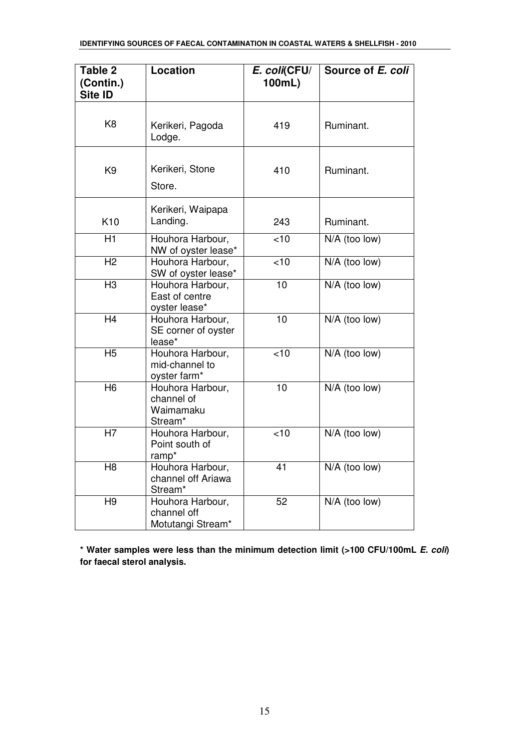| **Table 2 (Contin.) Site ID** | **Location** | ***E. coli*(CFU/ 100mL)** | **Source of *E. coli*** |
|---|---|---|---|
| K8 | Kerikeri, Pagoda Lodge. | 419 | Ruminant. |
| K9 | Kerikeri, Stone Store. | 410 | Ruminant. |
| K10 | Kerikeri, Waipapa Landing. | 243 | Ruminant. |
| H1 | Houhora Harbour, NW of oyster lease* | <10 | N/A (too low) |
| H2 | Houhora Harbour, SW of oyster lease* | <10 | N/A (too low) |
| H3 | Houhora Harbour, East of centre oyster lease* | 10 | N/A (too low) |
| H4 | Houhora Harbour, SE corner of oyster lease* | 10 | N/A (too low) |
| H5 | Houhora Harbour, mid-channel to oyster farm* | <10 | N/A (too low) |
| H6 | Houhora Harbour, channel of Waimamaku Stream* | 10 | N/A (too low) |
| H7 | Houhora Harbour, Point south of ramp* | <10 | N/A (too low) |
| H8 | Houhora Harbour, channel off Ariawa Stream* | 41 | N/A (too low) |
| H9 | Houhora Harbour, channel off Motutangi Stream* | 52 | N/A (too low) |

**\* Water samples were less than the minimum detection limit (>100 CFU/100mL *E. coli*) for faecal sterol analysis.**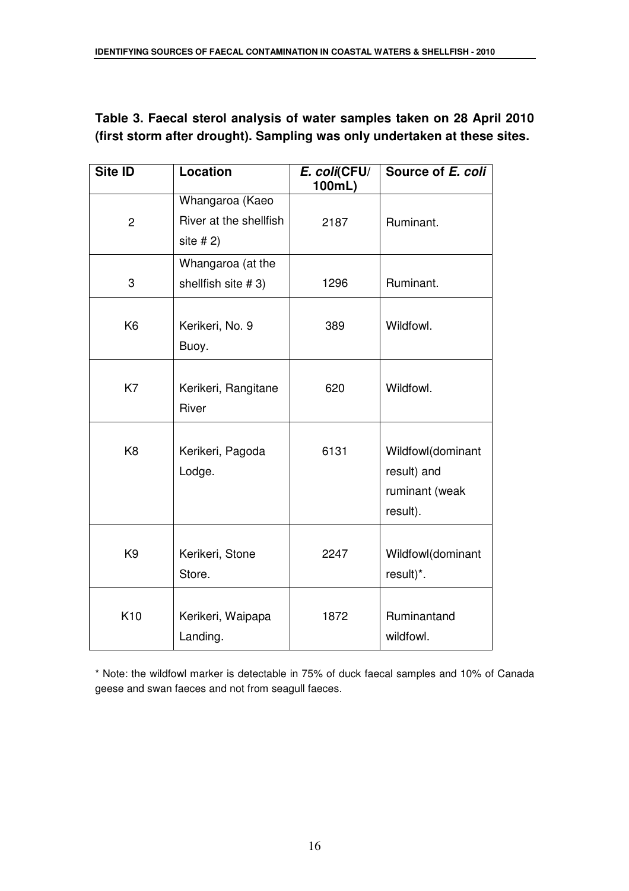**Table 3. Faecal sterol analysis of water samples taken on 28 April 2010 (first storm after drought). Sampling was only undertaken at these sites.**

| Site ID | Location | *E. coli*(CFU/ 100mL) | Source of *E. coli* |
|---|---|---|---|
| 2 | Whangaroa (Kaeo River at the shellfish site # 2) | 2187 | Ruminant. |
| 3 | Whangaroa (at the shellfish site # 3) | 1296 | Ruminant. |
| K6 | Kerikeri, No. 9 Buoy. | 389 | Wildfowl. |
| K7 | Kerikeri, Rangitane River | 620 | Wildfowl. |
| K8 | Kerikeri, Pagoda Lodge. | 6131 | Wildfowl(dominant result) and ruminant (weak result). |
| K9 | Kerikeri, Stone Store. | 2247 | Wildfowl(dominant result)*. |
| K10 | Kerikeri, Waipapa Landing. | 1872 | Ruminantand wildfowl. |

* Note: the wildfowl marker is detectable in 75% of duck faecal samples and 10% of Canada geese and swan faeces and not from seagull faeces.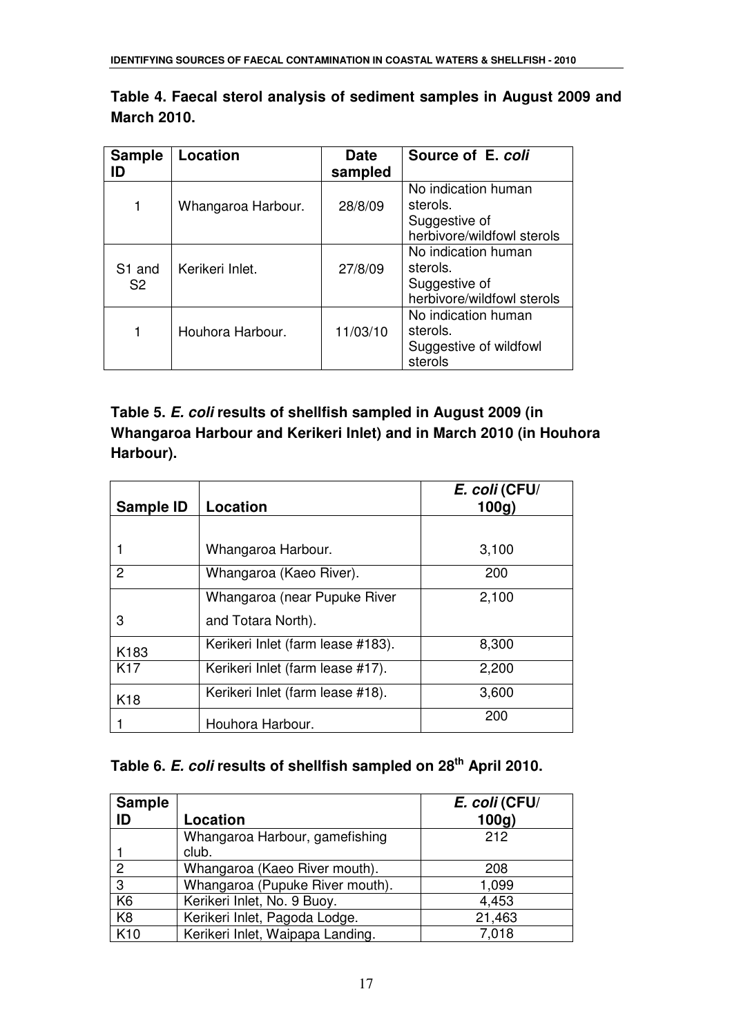**Table 4. Faecal sterol analysis of sediment samples in August 2009 and March 2010.**

| Sample ID | Location | Date sampled | Source of E. *coli* |
|---|---|---|---|
| 1 | Whangaroa Harbour. | 28/8/09 | No indication human sterols. Suggestive of herbivore/wildfowl sterols |
| S1 and S2 | Kerikeri Inlet. | 27/8/09 | No indication human sterols. Suggestive of herbivore/wildfowl sterols |
| 1 | Houhora Harbour. | 11/03/10 | No indication human sterols. Suggestive of wildfowl sterols |

**Table 5. *E. coli* results of shellfish sampled in August 2009 (in Whangaroa Harbour and Kerikeri Inlet) and in March 2010 (in Houhora Harbour).**

| Sample ID | Location | *E. coli* (CFU/ 100g) |
|---|---|---|
| 1 | Whangaroa Harbour. | 3,100 |
| 2 | Whangaroa (Kaeo River). | 200 |
| 3 | Whangaroa (near Pupuke River and Totara North). | 2,100 |
| K183 | Kerikeri Inlet (farm lease #183). | 8,300 |
| K17 | Kerikeri Inlet (farm lease #17). | 2,200 |
| K18 | Kerikeri Inlet (farm lease #18). | 3,600 |
| 1 | Houhora Harbour. | 200 |

**Table 6. *E. coli* results of shellfish sampled on 28th April 2010.**

| Sample ID | Location | *E. coli* (CFU/ 100g) |
|---|---|---|
| 1 | Whangaroa Harbour, gamefishing club. | 212 |
| 2 | Whangaroa (Kaeo River mouth). | 208 |
| 3 | Whangaroa (Pupuke River mouth). | 1,099 |
| K6 | Kerikeri Inlet, No. 9 Buoy. | 4,453 |
| K8 | Kerikeri Inlet, Pagoda Lodge. | 21,463 |
| K10 | Kerikeri Inlet, Waipapa Landing. | 7,018 |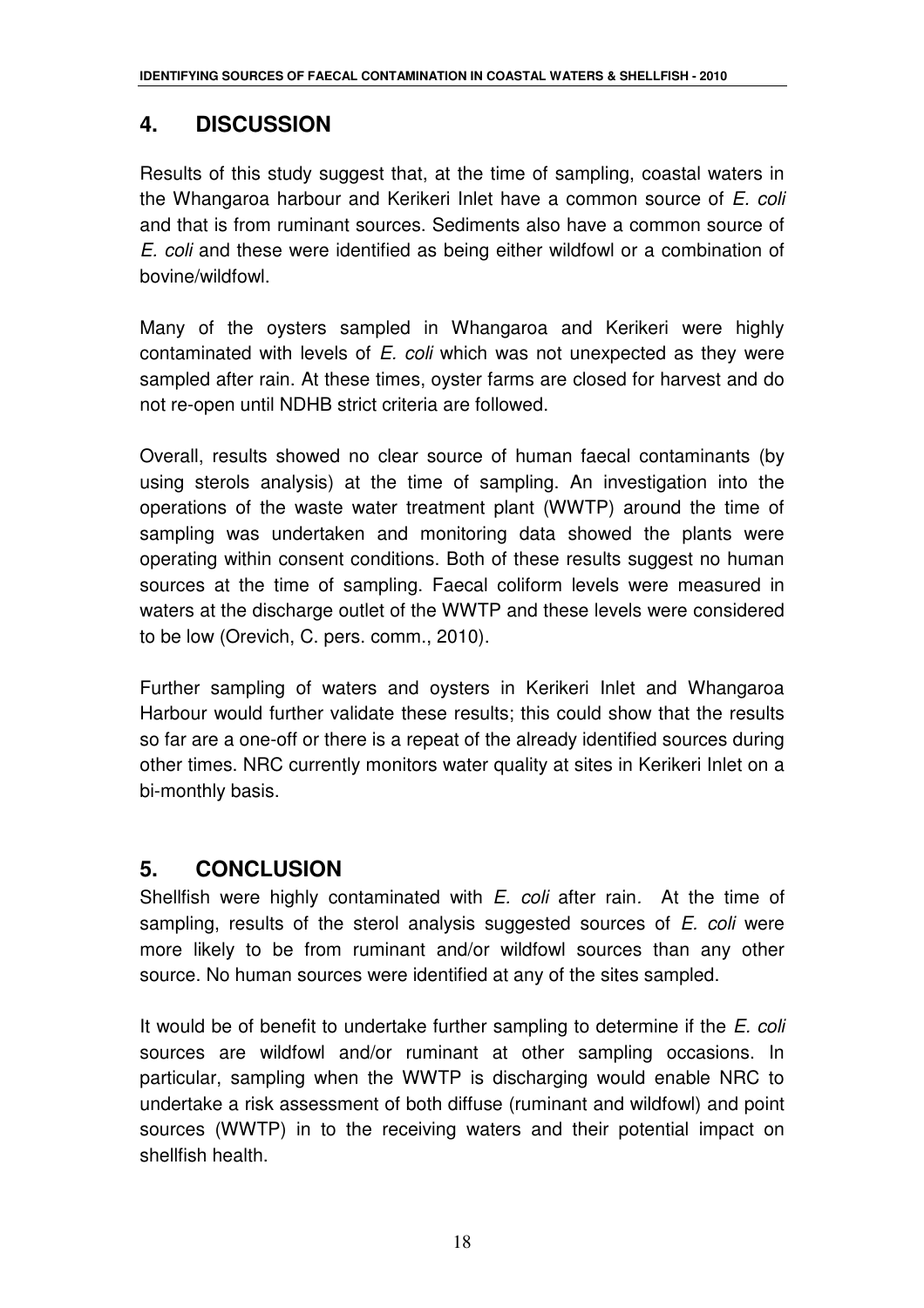## 4. DISCUSSION

Results of this study suggest that, at the time of sampling, coastal waters in the Whangaroa harbour and Kerikeri Inlet have a common source of *E. coli* and that is from ruminant sources. Sediments also have a common source of *E. coli* and these were identified as being either wildfowl or a combination of bovine/wildfowl.

Many of the oysters sampled in Whangaroa and Kerikeri were highly contaminated with levels of *E. coli* which was not unexpected as they were sampled after rain. At these times, oyster farms are closed for harvest and do not re-open until NDHB strict criteria are followed.

Overall, results showed no clear source of human faecal contaminants (by using sterols analysis) at the time of sampling. An investigation into the operations of the waste water treatment plant (WWTP) around the time of sampling was undertaken and monitoring data showed the plants were operating within consent conditions. Both of these results suggest no human sources at the time of sampling. Faecal coliform levels were measured in waters at the discharge outlet of the WWTP and these levels were considered to be low (Orevich, C. pers. comm., 2010).

Further sampling of waters and oysters in Kerikeri Inlet and Whangaroa Harbour would further validate these results; this could show that the results so far are a one-off or there is a repeat of the already identified sources during other times. NRC currently monitors water quality at sites in Kerikeri Inlet on a bi-monthly basis.

## 5. CONCLUSION

Shellfish were highly contaminated with *E. coli* after rain. At the time of sampling, results of the sterol analysis suggested sources of *E. coli* were more likely to be from ruminant and/or wildfowl sources than any other source. No human sources were identified at any of the sites sampled.

It would be of benefit to undertake further sampling to determine if the *E. coli* sources are wildfowl and/or ruminant at other sampling occasions. In particular, sampling when the WWTP is discharging would enable NRC to undertake a risk assessment of both diffuse (ruminant and wildfowl) and point sources (WWTP) in to the receiving waters and their potential impact on shellfish health.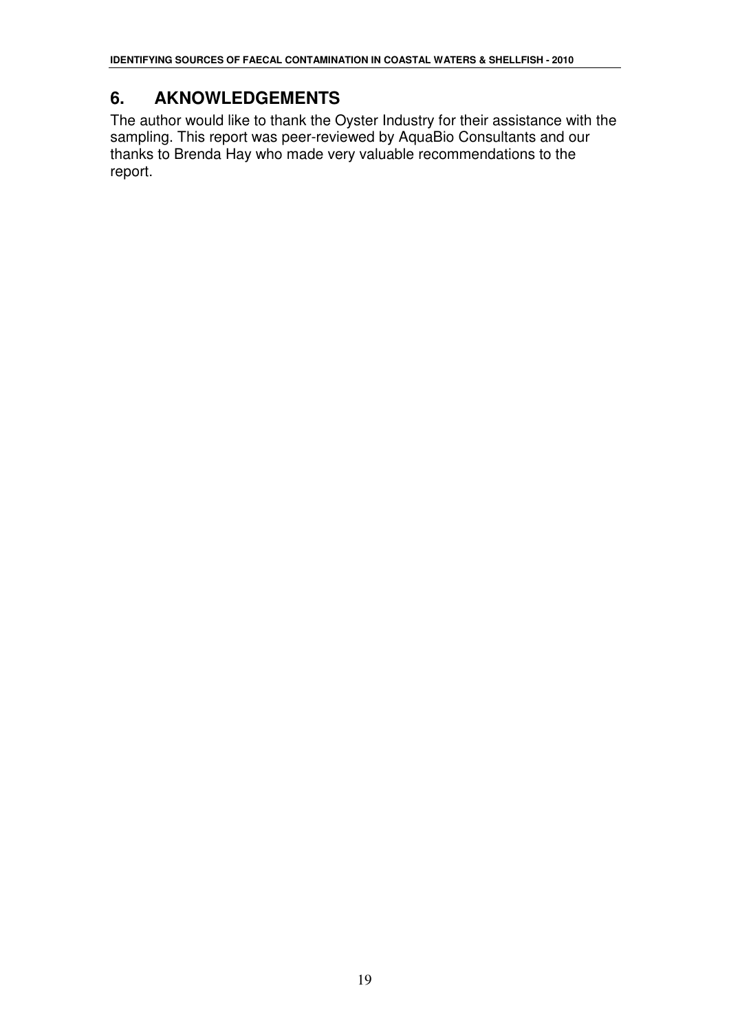## 6. AKNOWLEDGEMENTS

The author would like to thank the Oyster Industry for their assistance with the sampling. This report was peer-reviewed by AquaBio Consultants and our thanks to Brenda Hay who made very valuable recommendations to the report.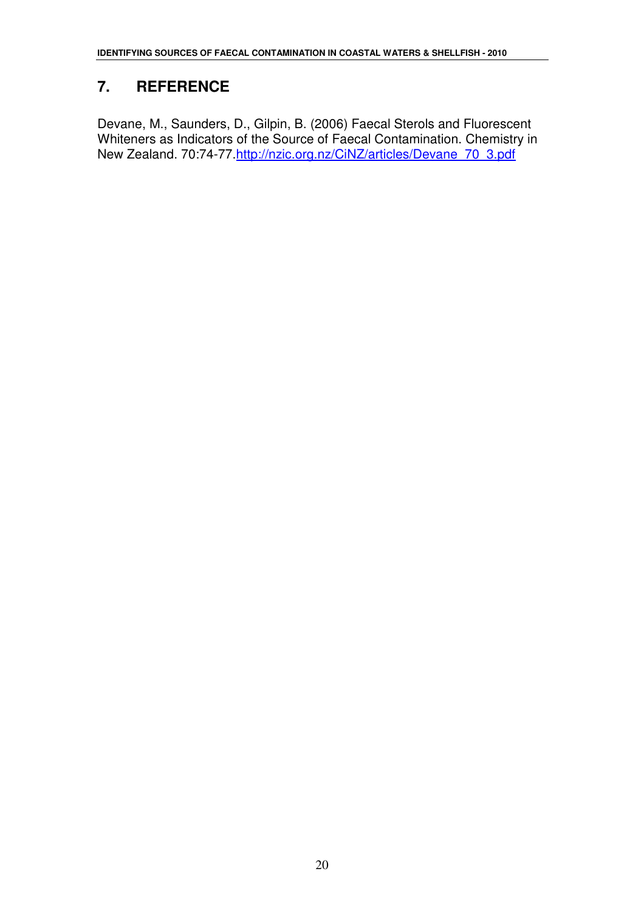## 7. REFERENCE

Devane, M., Saunders, D., Gilpin, B. (2006) Faecal Sterols and Fluorescent Whiteners as Indicators of the Source of Faecal Contamination. Chemistry in New Zealand. 70:74-77.http://nzic.org.nz/CiNZ/articles/Devane_70_3.pdf